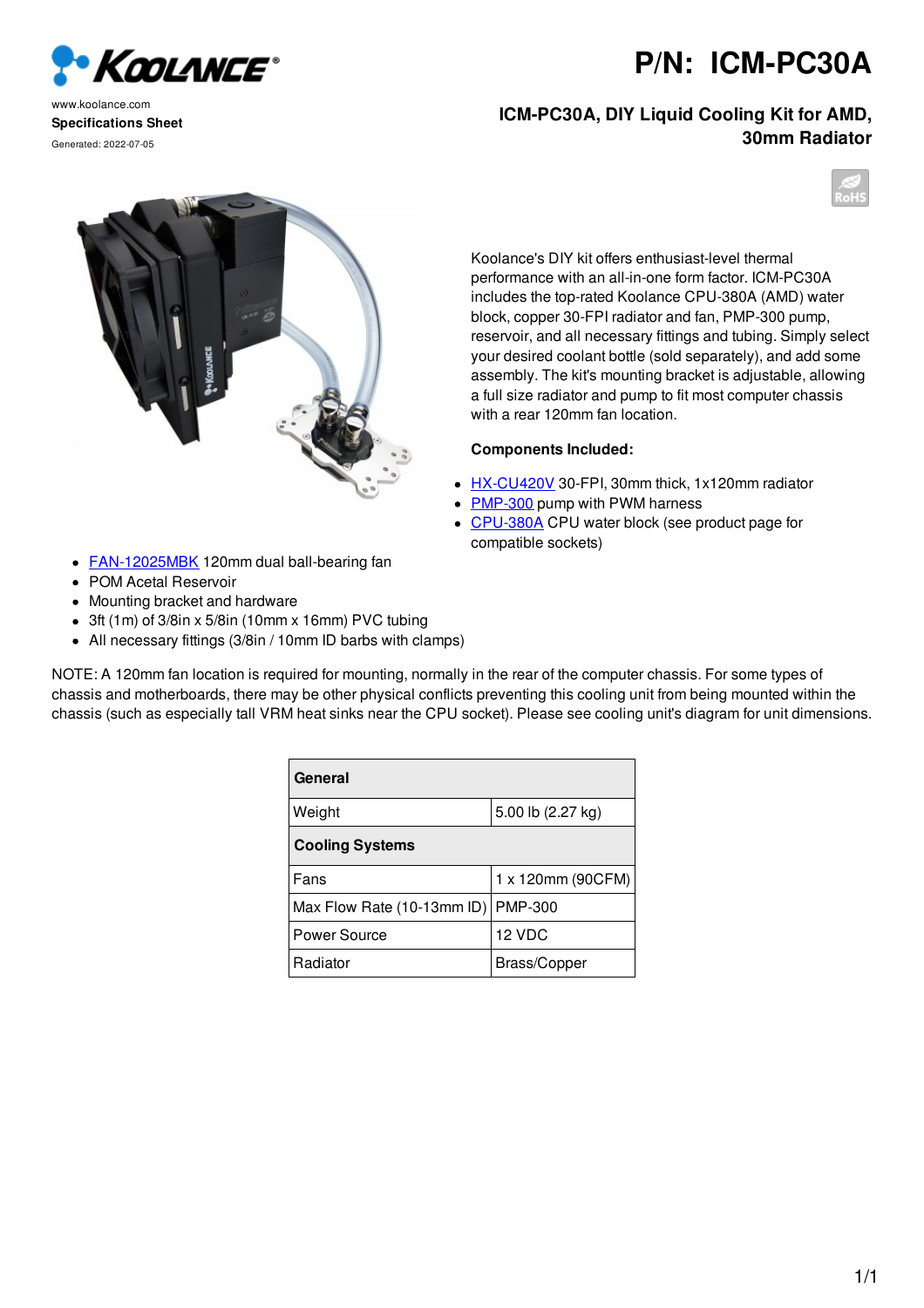www.koolance.com

**Specifications Sheet**

Generated: 2022-07-05

# P/N: ICM-PC30A

## ICM-PC30A, DIY Liquid Cooling Kit for AMD, 30mm Radiator

Koolance's DIY kit offers enthusiast-level thermal performance with an all-in-one form factor. ICM-PC30A includes the top-rated Koolance CPU-380A (AMD) water block, copper 30-FPI radiator and fan, PMP-300 pump, reservoir, and all necessary fittings and tubing. Simply select your desired coolant bottle (sold separately), and add some assembly. The kit's mounting bracket is adjustable, allowing a full size radiator and pump to fit most computer chassis with a rear 120mm fan location.

**Components Included:**

- HX-CU420V 30-FPI, 30mm thick, 1x120mm radiator
- PMP-300 pump with PWM harness
- CPU-380A CPU water block (see product page for compatible sockets)
- FAN-12025MBK 120mm dual ball-bearing fan
- POM Acetal Reservoir
- Mounting bracket and hardware
- 3ft (1m) of 3/8in x 5/8in (10mm x 16mm) PVC tubing
- All necessary fittings (3/8in / 10mm ID barbs with clamps)

NOTE: A 120mm fan location is required for mounting, normally in the rear of the computer chassis. For some types of chassis and motherboards, there may be other physical conflicts preventing this cooling unit from being mounted within the chassis (such as especially tall VRM heat sinks near the CPU socket). Please see cooling unit's diagram for unit dimensions.

| **General** | |
|---|---|
| Weight | 5.00 lb (2.27 kg) |
| **Cooling Systems** | |
| Fans | 1 x 120mm (90CFM) |
| Max Flow Rate (10-13mm ID) | PMP-300 |
| Power Source | 12 VDC |
| Radiator | Brass/Copper |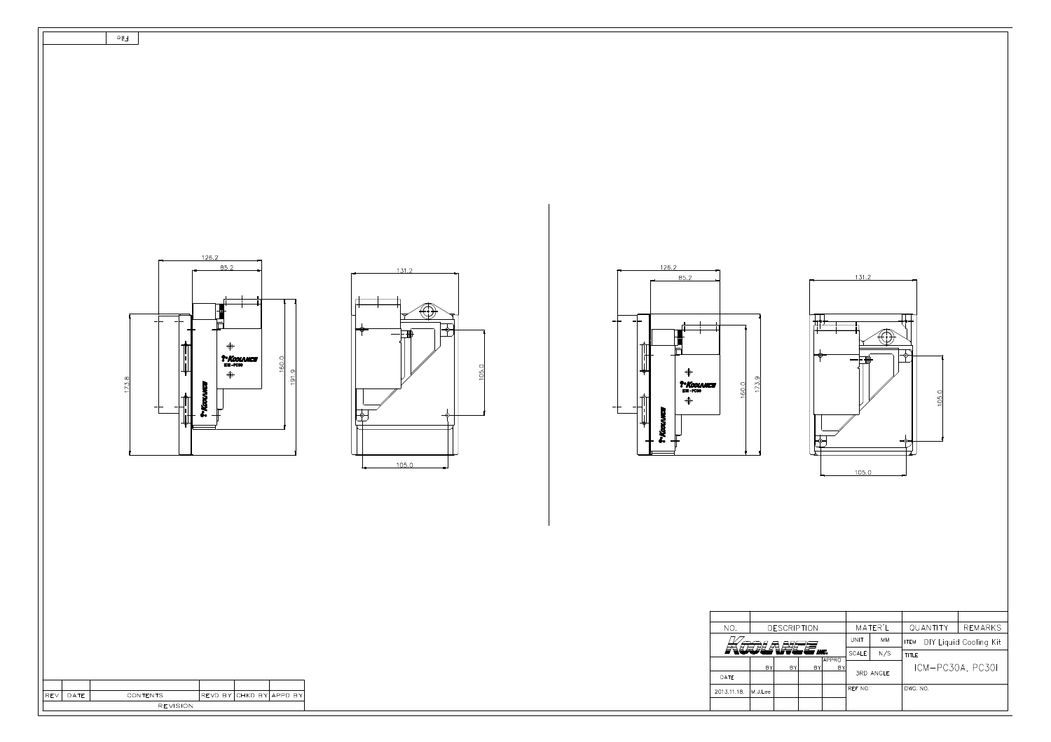File

126.2

85.2

173.8

160.0

191.9

131.2

105.0

105.0

126.2

85.2

160.0

173.9

131.2

105.0

105.0

| REV | DATE | CONTENTS | REVD BY | CHKD BY | APPD BY |
|---|---|---|---|---|---|
| REVISION | | | | | |

| NO. | DESCRIPTION | | | | MATER'L | | QUANTITY | REMARKS |
|---|---|---|---|---|---|---|---|---|
| KOOLANCE INC. | | | | | UNIT | MM | ITEM DIY Liquid Cooling Kit | |
| | | | | APPRO | SCALE | N/S | TITLE | |
| | BY | BY | BY | BY | 3RD ANGLE | | ICM-PC30A, PC30I | |
| DATE | | | | | | | | |
| 2013.11.18. | M.J.Lee | | | | REF NO. | | DWG. NO. | |